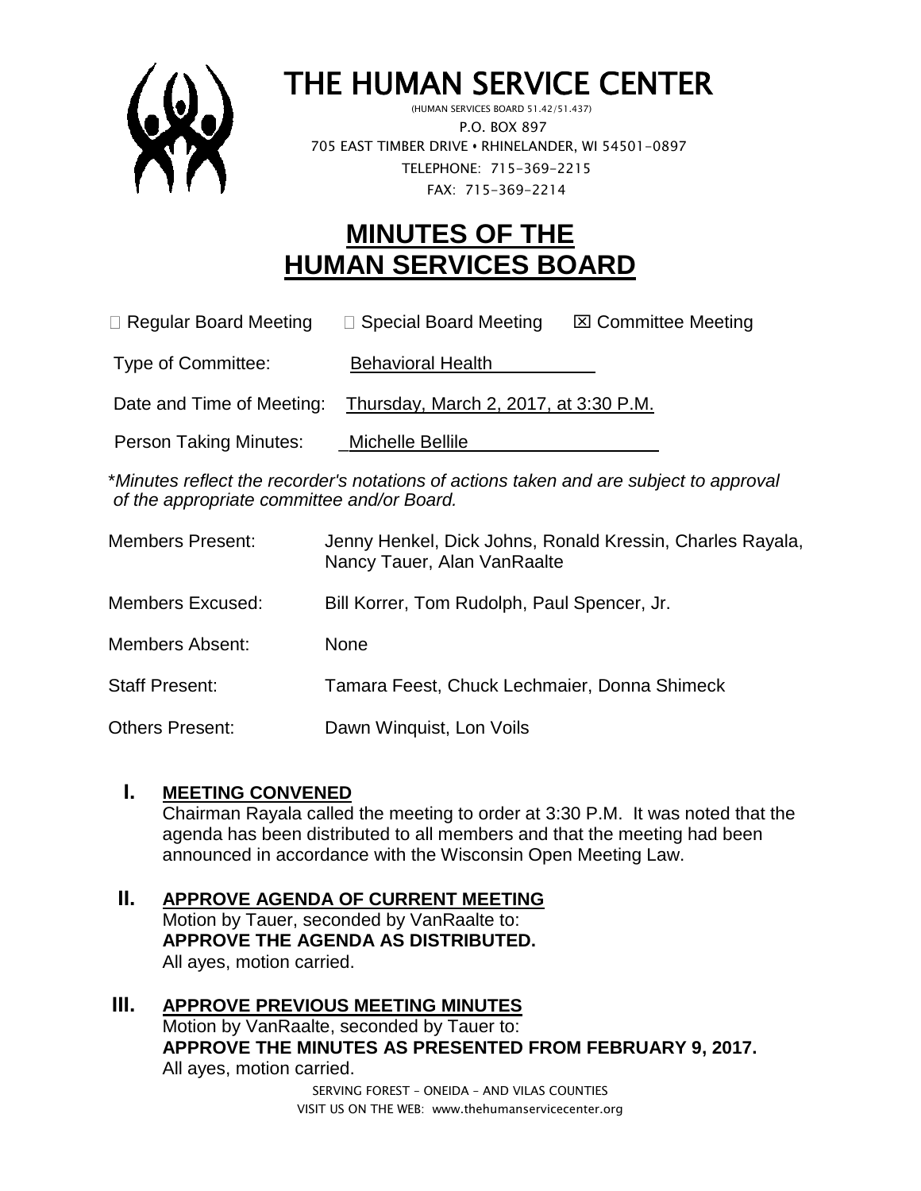# THE HUMAN SERVICE CENTER

(HUMAN SERVICES BOARD 51.42/51.437)
P.O. BOX 897
705 EAST TIMBER DRIVE • RHINELANDER, WI 54501-0897
TELEPHONE: 715-369-2215
FAX: 715-369-2214

# MINUTES OF THE HUMAN SERVICES BOARD

☐ Regular Board Meeting ☐ Special Board Meeting ☒ Committee Meeting

Type of Committee: Behavioral Health

Date and Time of Meeting: Thursday, March 2, 2017, at 3:30 P.M.

Person Taking Minutes: _Michelle Bellile

\**Minutes reflect the recorder's notations of actions taken and are subject to approval of the appropriate committee and/or Board.*

| | |
|---|---|
| Members Present: | Jenny Henkel, Dick Johns, Ronald Kressin, Charles Rayala, Nancy Tauer, Alan VanRaalte |
| Members Excused: | Bill Korrer, Tom Rudolph, Paul Spencer, Jr. |
| Members Absent: | None |
| Staff Present: | Tamara Feest, Chuck Lechmaier, Donna Shimeck |
| Others Present: | Dawn Winquist, Lon Voils |

## I. MEETING CONVENED

Chairman Rayala called the meeting to order at 3:30 P.M. It was noted that the agenda has been distributed to all members and that the meeting had been announced in accordance with the Wisconsin Open Meeting Law.

## II. APPROVE AGENDA OF CURRENT MEETING

Motion by Tauer, seconded by VanRaalte to:
**APPROVE THE AGENDA AS DISTRIBUTED.**
All ayes, motion carried.

## III. APPROVE PREVIOUS MEETING MINUTES

Motion by VanRaalte, seconded by Tauer to:
**APPROVE THE MINUTES AS PRESENTED FROM FEBRUARY 9, 2017.**
All ayes, motion carried.

SERVING FOREST – ONEIDA – AND VILAS COUNTIES
VISIT US ON THE WEB: www.thehumanservicecenter.org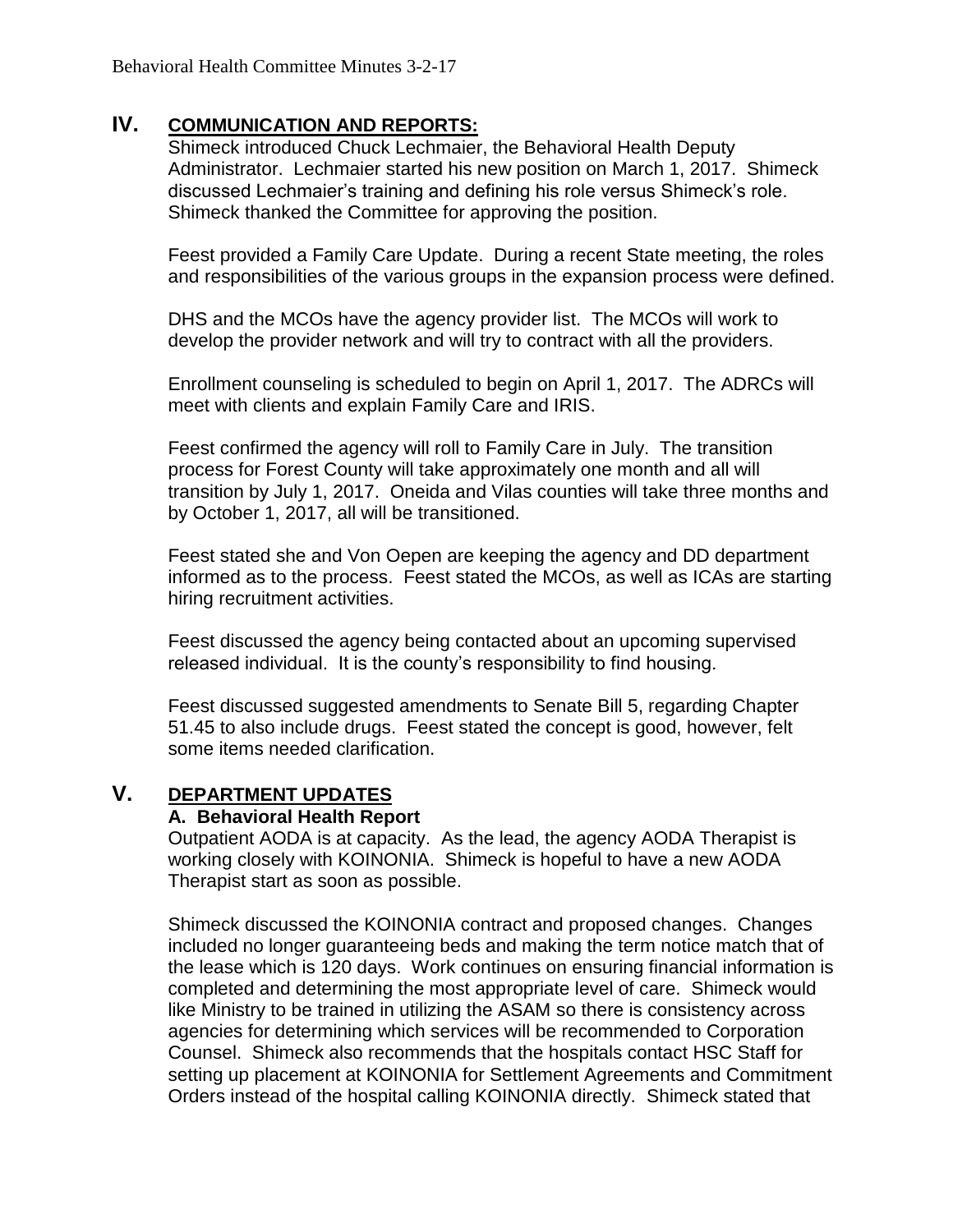## IV. COMMUNICATION AND REPORTS:

Shimeck introduced Chuck Lechmaier, the Behavioral Health Deputy Administrator. Lechmaier started his new position on March 1, 2017. Shimeck discussed Lechmaier's training and defining his role versus Shimeck's role. Shimeck thanked the Committee for approving the position.

Feest provided a Family Care Update. During a recent State meeting, the roles and responsibilities of the various groups in the expansion process were defined.

DHS and the MCOs have the agency provider list. The MCOs will work to develop the provider network and will try to contract with all the providers.

Enrollment counseling is scheduled to begin on April 1, 2017. The ADRCs will meet with clients and explain Family Care and IRIS.

Feest confirmed the agency will roll to Family Care in July. The transition process for Forest County will take approximately one month and all will transition by July 1, 2017. Oneida and Vilas counties will take three months and by October 1, 2017, all will be transitioned.

Feest stated she and Von Oepen are keeping the agency and DD department informed as to the process. Feest stated the MCOs, as well as ICAs are starting hiring recruitment activities.

Feest discussed the agency being contacted about an upcoming supervised released individual. It is the county's responsibility to find housing.

Feest discussed suggested amendments to Senate Bill 5, regarding Chapter 51.45 to also include drugs. Feest stated the concept is good, however, felt some items needed clarification.

## V. DEPARTMENT UPDATES

### A. Behavioral Health Report

Outpatient AODA is at capacity. As the lead, the agency AODA Therapist is working closely with KOINONIA. Shimeck is hopeful to have a new AODA Therapist start as soon as possible.

Shimeck discussed the KOINONIA contract and proposed changes. Changes included no longer guaranteeing beds and making the term notice match that of the lease which is 120 days. Work continues on ensuring financial information is completed and determining the most appropriate level of care. Shimeck would like Ministry to be trained in utilizing the ASAM so there is consistency across agencies for determining which services will be recommended to Corporation Counsel. Shimeck also recommends that the hospitals contact HSC Staff for setting up placement at KOINONIA for Settlement Agreements and Commitment Orders instead of the hospital calling KOINONIA directly. Shimeck stated that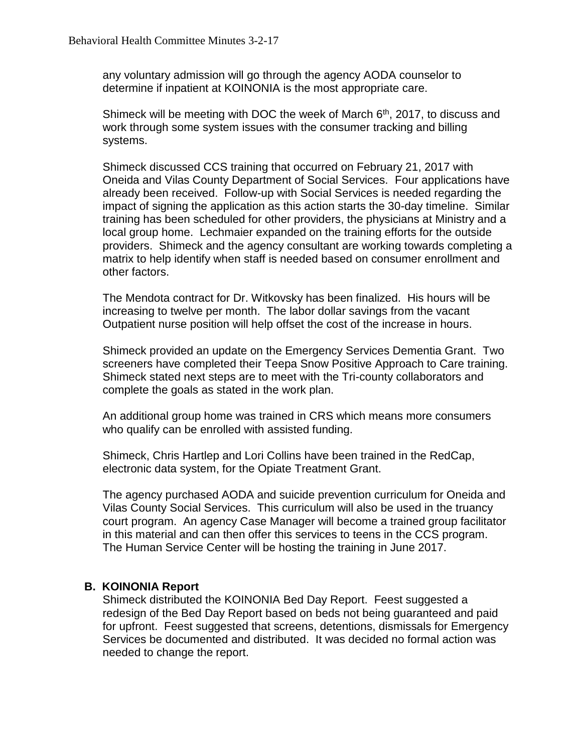any voluntary admission will go through the agency AODA counselor to determine if inpatient at KOINONIA is the most appropriate care.

Shimeck will be meeting with DOC the week of March 6th, 2017, to discuss and work through some system issues with the consumer tracking and billing systems.

Shimeck discussed CCS training that occurred on February 21, 2017 with Oneida and Vilas County Department of Social Services. Four applications have already been received. Follow-up with Social Services is needed regarding the impact of signing the application as this action starts the 30-day timeline. Similar training has been scheduled for other providers, the physicians at Ministry and a local group home. Lechmaier expanded on the training efforts for the outside providers. Shimeck and the agency consultant are working towards completing a matrix to help identify when staff is needed based on consumer enrollment and other factors.

The Mendota contract for Dr. Witkovsky has been finalized. His hours will be increasing to twelve per month. The labor dollar savings from the vacant Outpatient nurse position will help offset the cost of the increase in hours.

Shimeck provided an update on the Emergency Services Dementia Grant. Two screeners have completed their Teepa Snow Positive Approach to Care training. Shimeck stated next steps are to meet with the Tri-county collaborators and complete the goals as stated in the work plan.

An additional group home was trained in CRS which means more consumers who qualify can be enrolled with assisted funding.

Shimeck, Chris Hartlep and Lori Collins have been trained in the RedCap, electronic data system, for the Opiate Treatment Grant.

The agency purchased AODA and suicide prevention curriculum for Oneida and Vilas County Social Services. This curriculum will also be used in the truancy court program. An agency Case Manager will become a trained group facilitator in this material and can then offer this services to teens in the CCS program. The Human Service Center will be hosting the training in June 2017.

**B. KOINONIA Report**

Shimeck distributed the KOINONIA Bed Day Report. Feest suggested a redesign of the Bed Day Report based on beds not being guaranteed and paid for upfront. Feest suggested that screens, detentions, dismissals for Emergency Services be documented and distributed. It was decided no formal action was needed to change the report.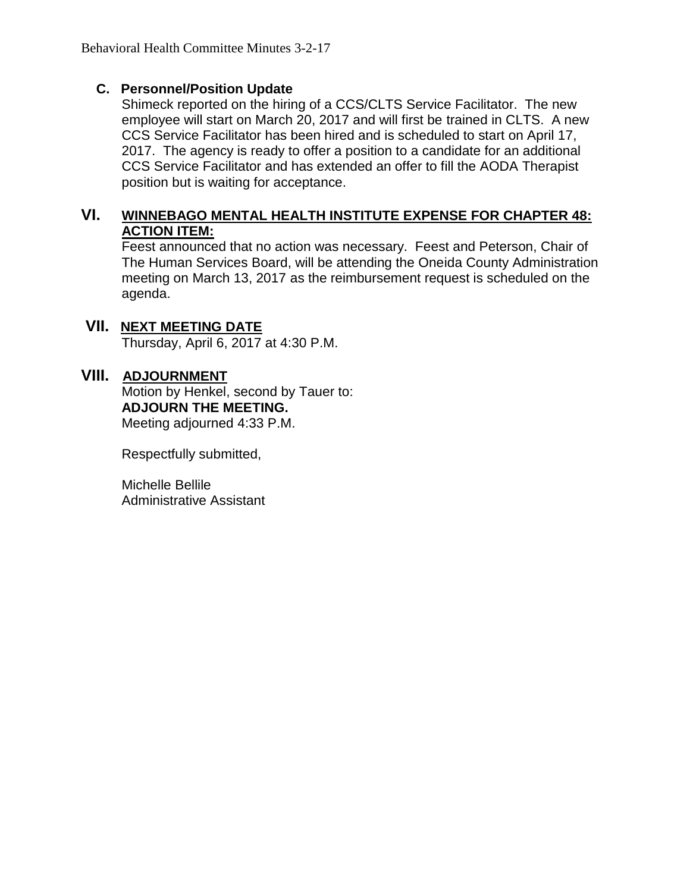### C. Personnel/Position Update

Shimeck reported on the hiring of a CCS/CLTS Service Facilitator. The new employee will start on March 20, 2017 and will first be trained in CLTS. A new CCS Service Facilitator has been hired and is scheduled to start on April 17, 2017. The agency is ready to offer a position to a candidate for an additional CCS Service Facilitator and has extended an offer to fill the AODA Therapist position but is waiting for acceptance.

## VI. WINNEBAGO MENTAL HEALTH INSTITUTE EXPENSE FOR CHAPTER 48: ACTION ITEM:

Feest announced that no action was necessary. Feest and Peterson, Chair of The Human Services Board, will be attending the Oneida County Administration meeting on March 13, 2017 as the reimbursement request is scheduled on the agenda.

## VII. NEXT MEETING DATE

Thursday, April 6, 2017 at 4:30 P.M.

## VIII. ADJOURNMENT

Motion by Henkel, second by Tauer to:
**ADJOURN THE MEETING.**
Meeting adjourned 4:33 P.M.

Respectfully submitted,

Michelle Bellile
Administrative Assistant